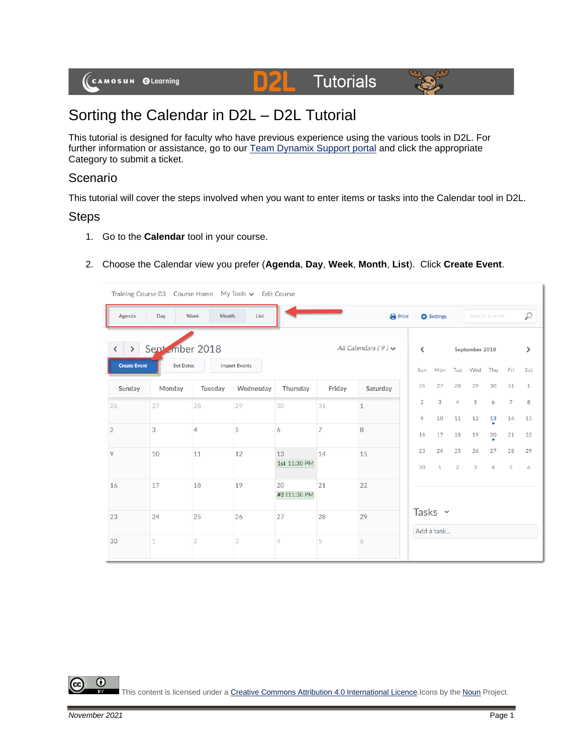# Sorting the Calendar in D2L – D2L Tutorial

This tutorial is designed for faculty who have previous experience using the various tools in D2L. For further information or assistance, go to our Team Dynamix Support portal and click the appropriate Category to submit a ticket.

## Scenario

This tutorial will cover the steps involved when you want to enter items or tasks into the Calendar tool in D2L.

## Steps

1. Go to the **Calendar** tool in your course.
2. Choose the Calendar view you prefer (**Agenda**, **Day**, **Week**, **Month**, **List**). Click **Create Event**.

This content is licensed under a Creative Commons Attribution 4.0 International Licence. Icons by the Noun Project.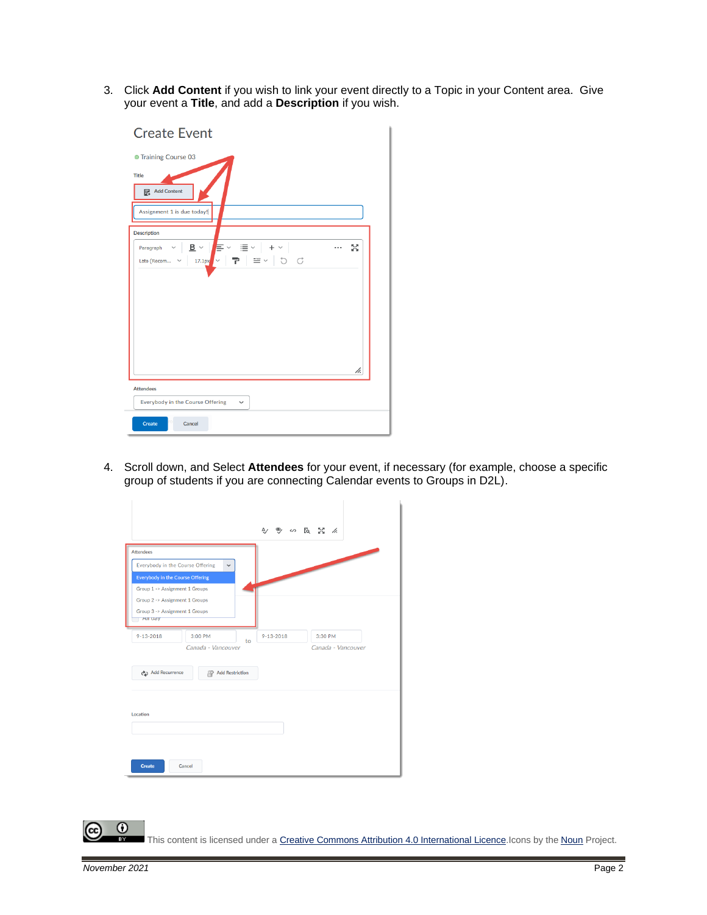3. Click **Add Content** if you wish to link your event directly to a Topic in your Content area. Give your event a **Title**, and add a **Description** if you wish.

4. Scroll down, and Select **Attendees** for your event, if necessary (for example, choose a specific group of students if you are connecting Calendar events to Groups in D2L).

This content is licensed under a Creative Commons Attribution 4.0 International Licence. Icons by the Noun Project.

*November 2021*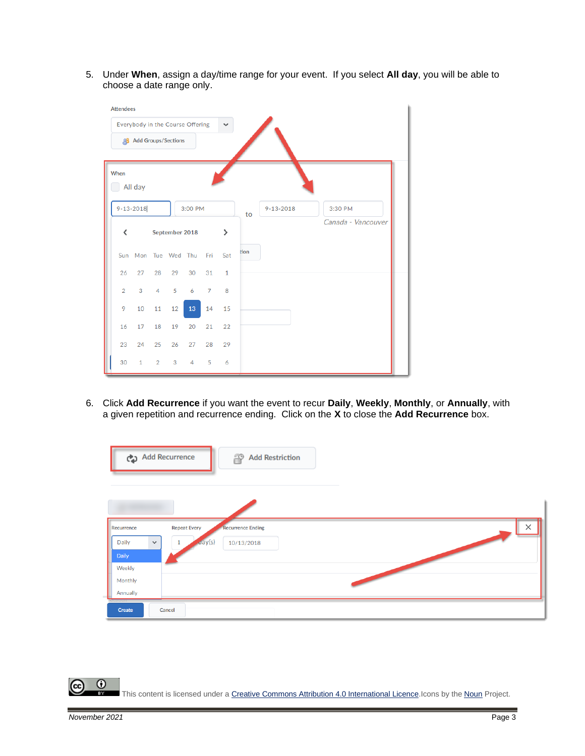5. Under **When**, assign a day/time range for your event. If you select **All day**, you will be able to choose a date range only.

6. Click **Add Recurrence** if you want the event to recur **Daily**, **Weekly**, **Monthly**, or **Annually**, with a given repetition and recurrence ending. Click on the **X** to close the **Add Recurrence** box.

This content is licensed under a Creative Commons Attribution 4.0 International Licence. Icons by the Noun Project.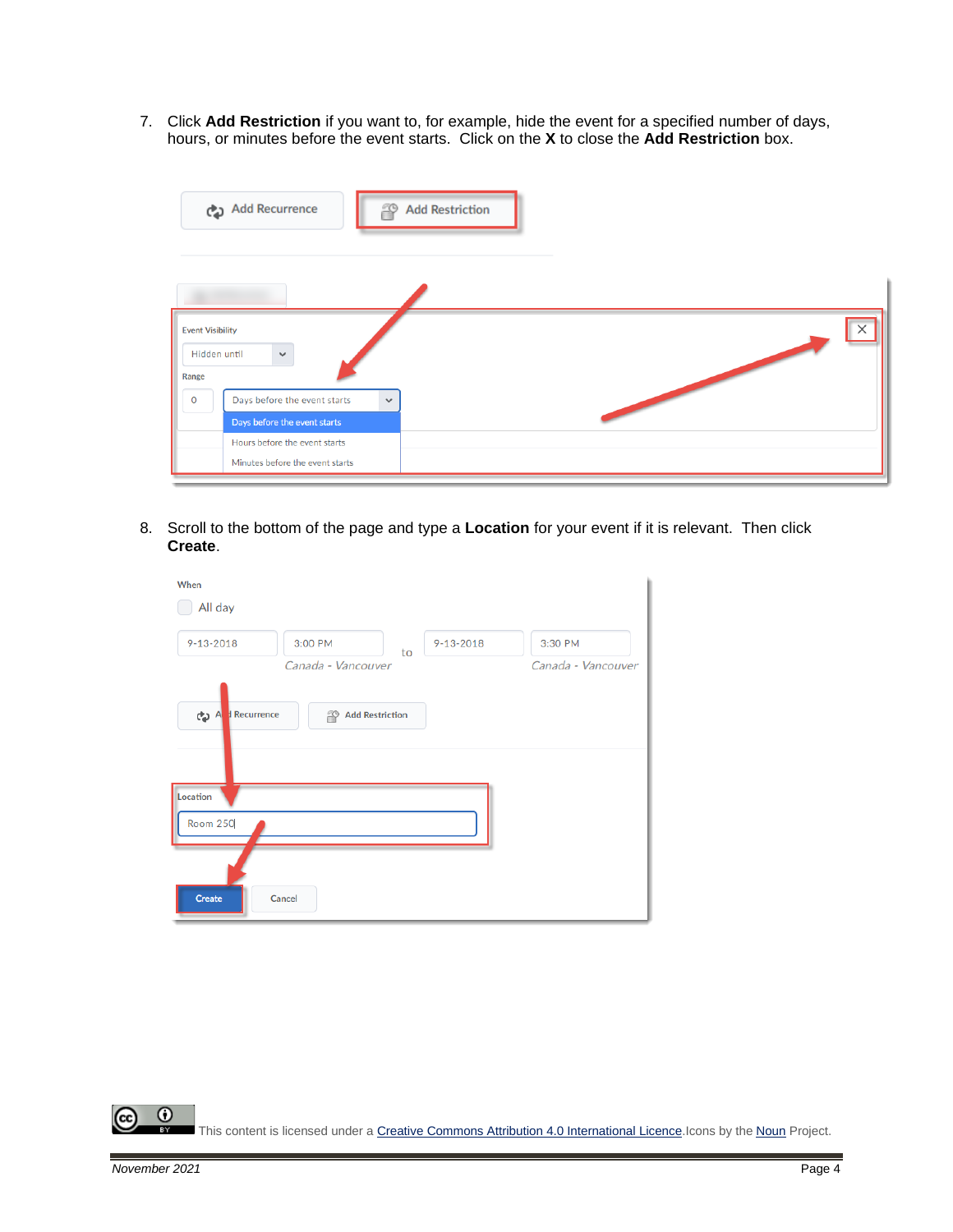7. Click **Add Restriction** if you want to, for example, hide the event for a specified number of days, hours, or minutes before the event starts. Click on the **X** to close the **Add Restriction** box.

8. Scroll to the bottom of the page and type a **Location** for your event if it is relevant. Then click **Create**.

This content is licensed under a Creative Commons Attribution 4.0 International Licence. Icons by the Noun Project.

November 2021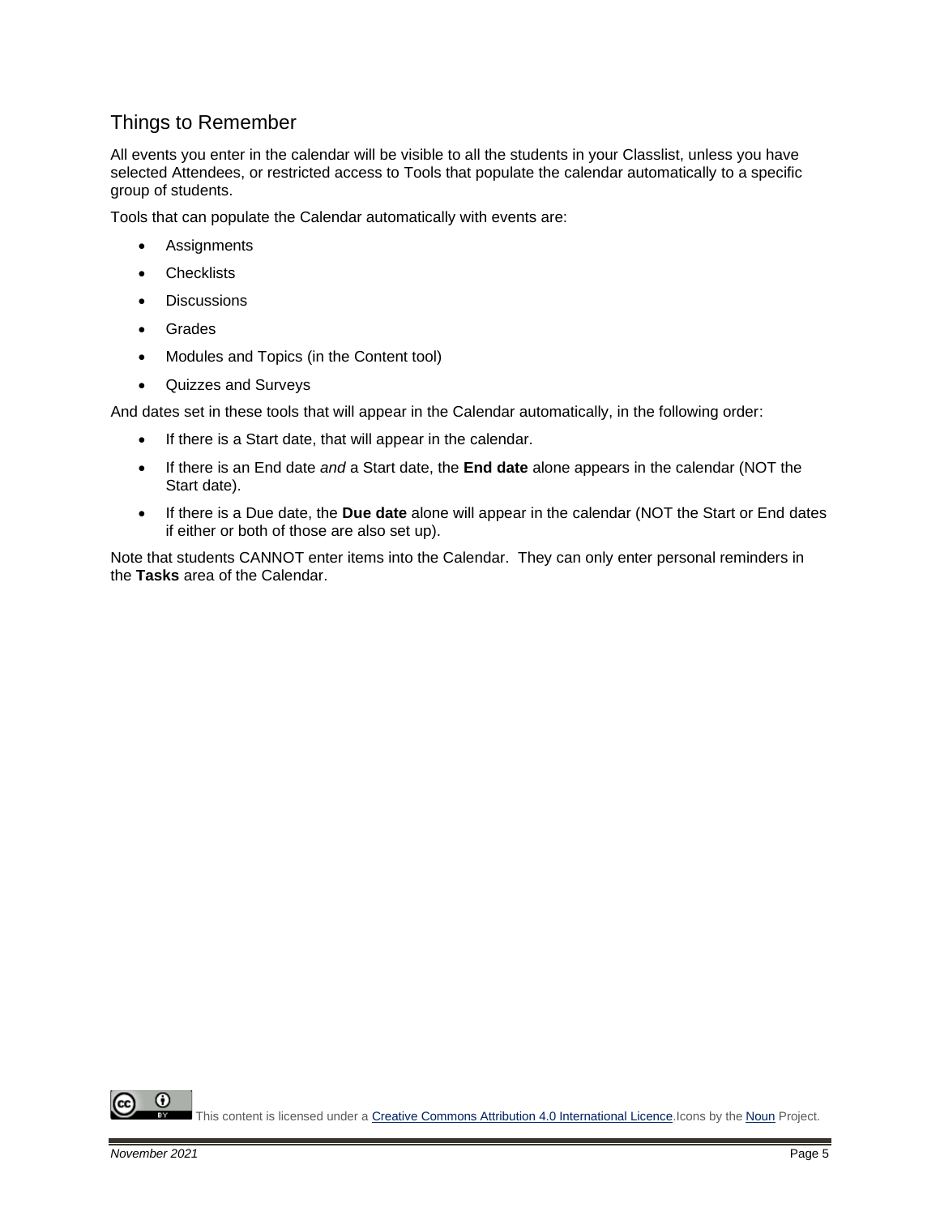## Things to Remember

All events you enter in the calendar will be visible to all the students in your Classlist, unless you have selected Attendees, or restricted access to Tools that populate the calendar automatically to a specific group of students.

Tools that can populate the Calendar automatically with events are:

- Assignments
- Checklists
- Discussions
- Grades
- Modules and Topics (in the Content tool)
- Quizzes and Surveys

And dates set in these tools that will appear in the Calendar automatically, in the following order:

- If there is a Start date, that will appear in the calendar.
- If there is an End date *and* a Start date, the **End date** alone appears in the calendar (NOT the Start date).
- If there is a Due date, the **Due date** alone will appear in the calendar (NOT the Start or End dates if either or both of those are also set up).

Note that students CANNOT enter items into the Calendar. They can only enter personal reminders in the **Tasks** area of the Calendar.

This content is licensed under a Creative Commons Attribution 4.0 International Licence.Icons by the Noun Project.